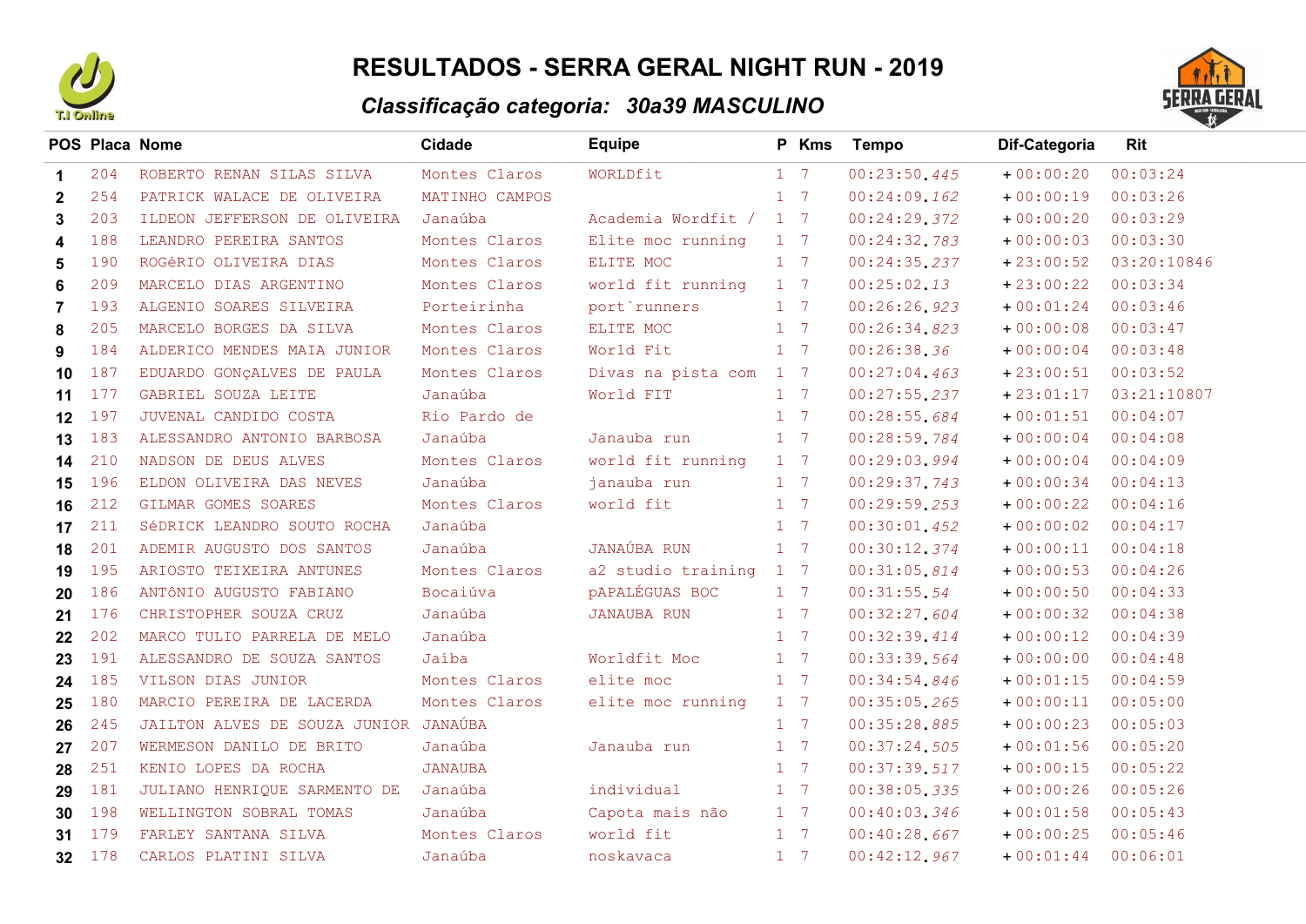# RESULTADOS - SERRA GERAL NIGHT RUN - 2019

## *Classificação categoria: 30a39 MASCULINO*

| POS | Placa | Nome | Cidade | Equipe | P | Kms | Tempo | Dif-Categoria | Rit |
|---|---|---|---|---|---|---|---|---|---|
| 1 | 204 | ROBERTO RENAN SILAS SILVA | Montes Claros | WORLDfit | 1 | 7 | 00:23:50.445 | +00:00:20 | 00:03:24 |
| 2 | 254 | PATRICK WALACE DE OLIVEIRA | MATINHO CAMPOS | | 1 | 7 | 00:24:09.162 | +00:00:19 | 00:03:26 |
| 3 | 203 | ILDEON JEFFERSON DE OLIVEIRA | Janaúba | Academia Wordfit / | 1 | 7 | 00:24:29.372 | +00:00:20 | 00:03:29 |
| 4 | 188 | LEANDRO PEREIRA SANTOS | Montes Claros | Elite moc running | 1 | 7 | 00:24:32.783 | +00:00:03 | 00:03:30 |
| 5 | 190 | ROGéRIO OLIVEIRA DIAS | Montes Claros | ELITE MOC | 1 | 7 | 00:24:35.237 | +23:00:52 | 03:20:10846 |
| 6 | 209 | MARCELO DIAS ARGENTINO | Montes Claros | world fit running | 1 | 7 | 00:25:02.13 | +23:00:22 | 00:03:34 |
| 7 | 193 | ALGENIO SOARES SILVEIRA | Porteirinha | port`runners | 1 | 7 | 00:26:26.923 | +00:01:24 | 00:03:46 |
| 8 | 205 | MARCELO BORGES DA SILVA | Montes Claros | ELITE MOC | 1 | 7 | 00:26:34.823 | +00:00:08 | 00:03:47 |
| 9 | 184 | ALDERICO MENDES MAIA JUNIOR | Montes Claros | World Fit | 1 | 7 | 00:26:38.36 | +00:00:04 | 00:03:48 |
| 10 | 187 | EDUARDO GONçALVES DE PAULA | Montes Claros | Divas na pista com | 1 | 7 | 00:27:04.463 | +23:00:51 | 00:03:52 |
| 11 | 177 | GABRIEL SOUZA LEITE | Janaúba | World FIT | 1 | 7 | 00:27:55.237 | +23:01:17 | 03:21:10807 |
| 12 | 197 | JUVENAL CANDIDO COSTA | Rio Pardo de | | 1 | 7 | 00:28:55.684 | +00:01:51 | 00:04:07 |
| 13 | 183 | ALESSANDRO ANTONIO BARBOSA | Janaúba | Janauba run | 1 | 7 | 00:28:59.784 | +00:00:04 | 00:04:08 |
| 14 | 210 | NADSON DE DEUS ALVES | Montes Claros | world fit running | 1 | 7 | 00:29:03.994 | +00:00:04 | 00:04:09 |
| 15 | 196 | ELDON OLIVEIRA DAS NEVES | Janaúba | janauba run | 1 | 7 | 00:29:37.743 | +00:00:34 | 00:04:13 |
| 16 | 212 | GILMAR GOMES SOARES | Montes Claros | world fit | 1 | 7 | 00:29:59.253 | +00:00:22 | 00:04:16 |
| 17 | 211 | SéDRICK LEANDRO SOUTO ROCHA | Janaúba | | 1 | 7 | 00:30:01.452 | +00:00:02 | 00:04:17 |
| 18 | 201 | ADEMIR AUGUSTO DOS SANTOS | Janaúba | JANAÚBA RUN | 1 | 7 | 00:30:12.374 | +00:00:11 | 00:04:18 |
| 19 | 195 | ARIOSTO TEIXEIRA ANTUNES | Montes Claros | a2 studio training | 1 | 7 | 00:31:05.814 | +00:00:53 | 00:04:26 |
| 20 | 186 | ANTÔNIO AUGUSTO FABIANO | Bocaiúva | pAPALÉGUAS BOC | 1 | 7 | 00:31:55.54 | +00:00:50 | 00:04:33 |
| 21 | 176 | CHRISTOPHER SOUZA CRUZ | Janaúba | JANAUBA RUN | 1 | 7 | 00:32:27.604 | +00:00:32 | 00:04:38 |
| 22 | 202 | MARCO TULIO PARRELA DE MELO | Janaúba | | 1 | 7 | 00:32:39.414 | +00:00:12 | 00:04:39 |
| 23 | 191 | ALESSANDRO DE SOUZA SANTOS | Jaíba | Worldfit Moc | 1 | 7 | 00:33:39.564 | +00:00:00 | 00:04:48 |
| 24 | 185 | VILSON DIAS JUNIOR | Montes Claros | elite moc | 1 | 7 | 00:34:54.846 | +00:01:15 | 00:04:59 |
| 25 | 180 | MARCIO PEREIRA DE LACERDA | Montes Claros | elite moc running | 1 | 7 | 00:35:05.265 | +00:00:11 | 00:05:00 |
| 26 | 245 | JAILTON ALVES DE SOUZA JUNIOR | JANAÚBA | | 1 | 7 | 00:35:28.885 | +00:00:23 | 00:05:03 |
| 27 | 207 | WERMESON DANILO DE BRITO | Janaúba | Janauba run | 1 | 7 | 00:37:24.505 | +00:01:56 | 00:05:20 |
| 28 | 251 | KENIO LOPES DA ROCHA | JANAUBA | | 1 | 7 | 00:37:39.517 | +00:00:15 | 00:05:22 |
| 29 | 181 | JULIANO HENRIQUE SARMENTO DE | Janaúba | individual | 1 | 7 | 00:38:05.335 | +00:00:26 | 00:05:26 |
| 30 | 198 | WELLINGTON SOBRAL TOMAS | Janaúba | Capota mais não | 1 | 7 | 00:40:03.346 | +00:01:58 | 00:05:43 |
| 31 | 179 | FARLEY SANTANA SILVA | Montes Claros | world fit | 1 | 7 | 00:40:28.667 | +00:00:25 | 00:05:46 |
| 32 | 178 | CARLOS PLATINI SILVA | Janaúba | noskavaca | 1 | 7 | 00:42:12.967 | +00:01:44 | 00:06:01 |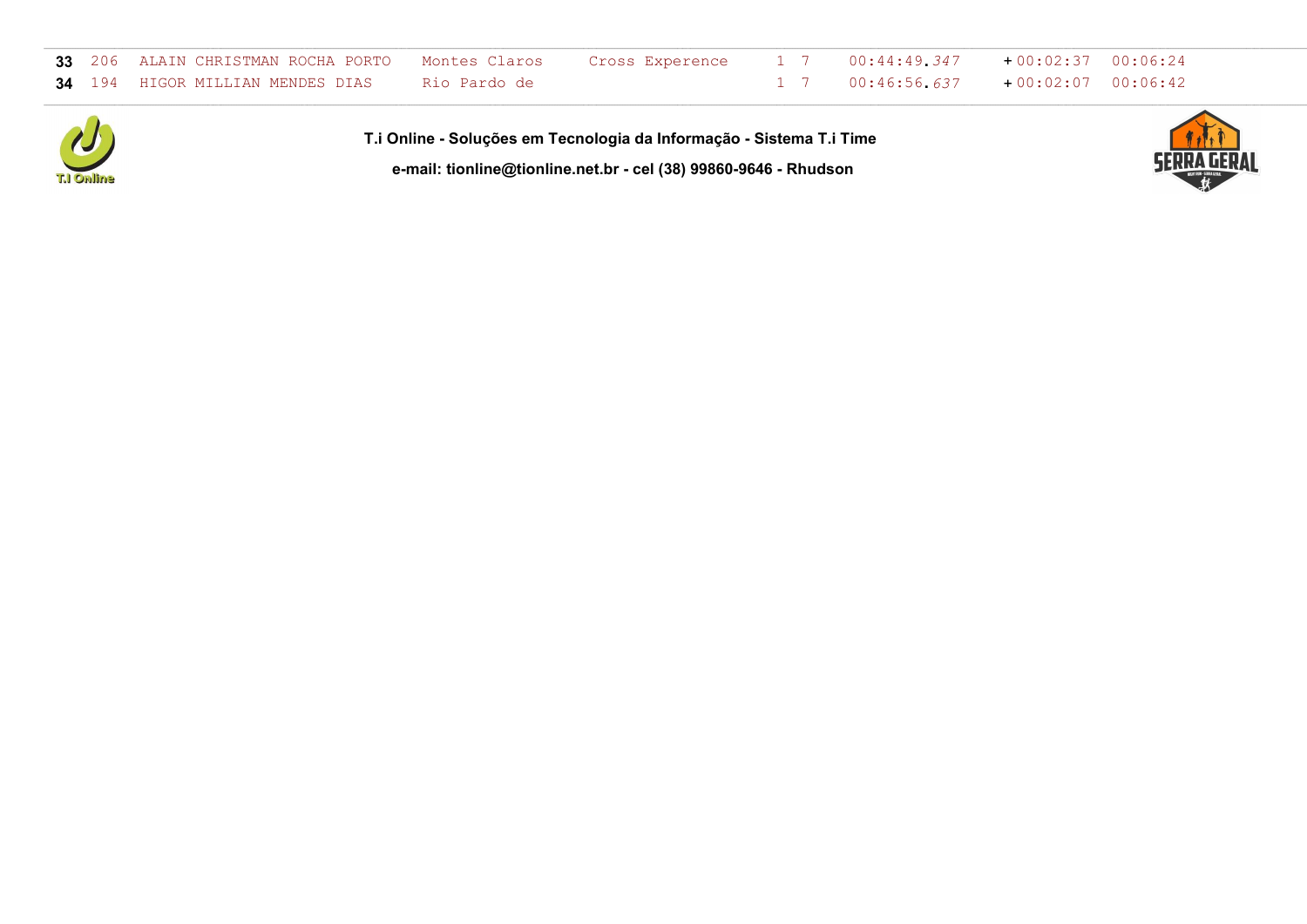| | | | | | | | | | |
|---|---|---|---|---|---|---|---|---|---|
| **33** | 206 | ALAIN CHRISTMAN ROCHA PORTO | Montes Claros | Cross Experence | 1 | 7 | 00:44:49.*347* | +00:02:37 | 00:06:24 |
| **34** | 194 | HIGOR MILLIAN MENDES DIAS | Rio Pardo de | | 1 | 7 | 00:46:56.*637* | +00:02:07 | 00:06:42 |

**T.i Online - Soluções em Tecnologia da Informação - Sistema T.i Time**

**e-mail: tionline@tionline.net.br - cel (38) 99860-9646 - Rhudson**